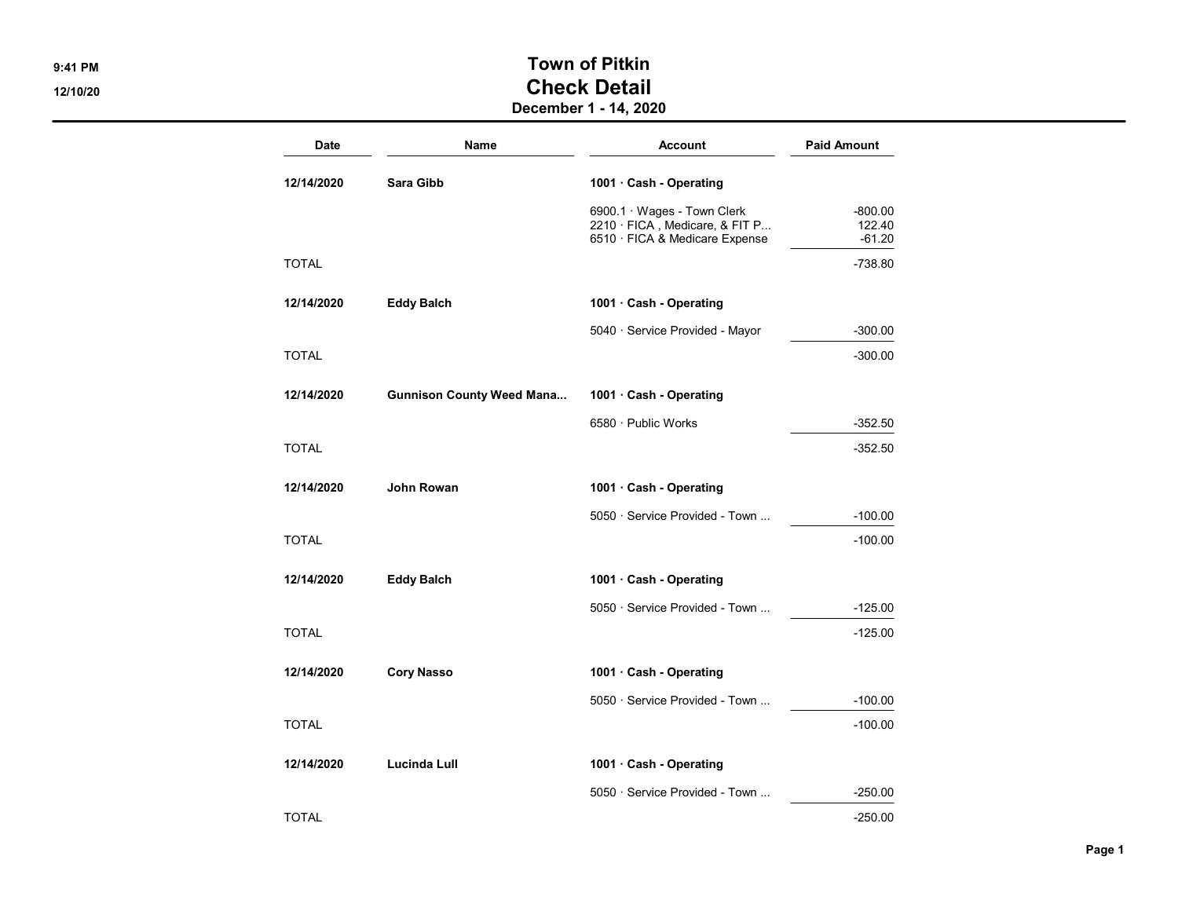# Town of Pitkin
## Check Detail
### December 1 - 14, 2020

9:41 PM
12/10/20

| Date | Name | Account | Paid Amount |
|---|---|---|---|
| **12/14/2020** | **Sara Gibb** | **1001 · Cash - Operating** | |
| | | 6900.1 · Wages - Town Clerk | -800.00 |
| | | 2210 · FICA , Medicare, & FIT P... | 122.40 |
| | | 6510 · FICA & Medicare Expense | -61.20 |
| TOTAL | | | -738.80 |
| **12/14/2020** | **Eddy Balch** | **1001 · Cash - Operating** | |
| | | 5040 · Service Provided - Mayor | -300.00 |
| TOTAL | | | -300.00 |
| **12/14/2020** | **Gunnison County Weed Mana...** | **1001 · Cash - Operating** | |
| | | 6580 · Public Works | -352.50 |
| TOTAL | | | -352.50 |
| **12/14/2020** | **John Rowan** | **1001 · Cash - Operating** | |
| | | 5050 · Service Provided - Town ... | -100.00 |
| TOTAL | | | -100.00 |
| **12/14/2020** | **Eddy Balch** | **1001 · Cash - Operating** | |
| | | 5050 · Service Provided - Town ... | -125.00 |
| TOTAL | | | -125.00 |
| **12/14/2020** | **Cory Nasso** | **1001 · Cash - Operating** | |
| | | 5050 · Service Provided - Town ... | -100.00 |
| TOTAL | | | -100.00 |
| **12/14/2020** | **Lucinda Lull** | **1001 · Cash - Operating** | |
| | | 5050 · Service Provided - Town ... | -250.00 |
| TOTAL | | | -250.00 |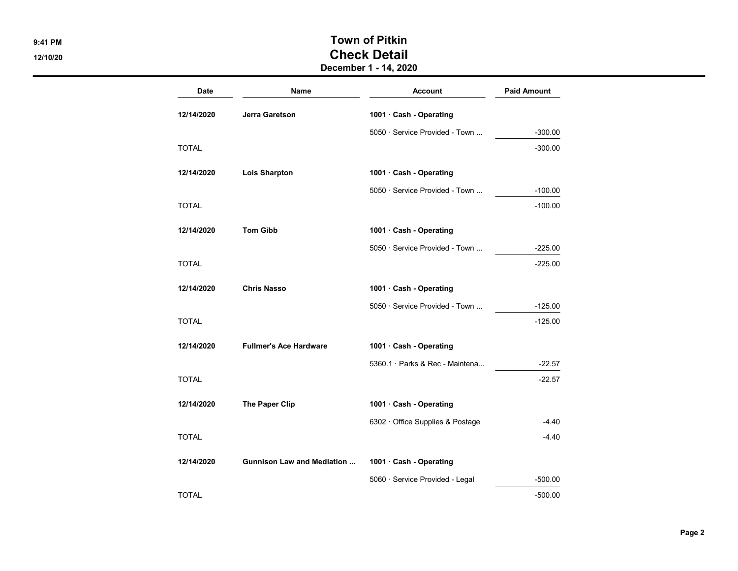# Town of Pitkin
## Check Detail
### December 1 - 14, 2020

| Date | Name | Account | Paid Amount |
|---|---|---|---|
| **12/14/2020** | **Jerra Garetson** | **1001 · Cash - Operating** | |
| | | 5050 · Service Provided - Town ... | -300.00 |
| TOTAL | | | -300.00 |
| **12/14/2020** | **Lois Sharpton** | **1001 · Cash - Operating** | |
| | | 5050 · Service Provided - Town ... | -100.00 |
| TOTAL | | | -100.00 |
| **12/14/2020** | **Tom Gibb** | **1001 · Cash - Operating** | |
| | | 5050 · Service Provided - Town ... | -225.00 |
| TOTAL | | | -225.00 |
| **12/14/2020** | **Chris Nasso** | **1001 · Cash - Operating** | |
| | | 5050 · Service Provided - Town ... | -125.00 |
| TOTAL | | | -125.00 |
| **12/14/2020** | **Fullmer's Ace Hardware** | **1001 · Cash - Operating** | |
| | | 5360.1 · Parks & Rec - Maintena... | -22.57 |
| TOTAL | | | -22.57 |
| **12/14/2020** | **The Paper Clip** | **1001 · Cash - Operating** | |
| | | 6302 · Office Supplies & Postage | -4.40 |
| TOTAL | | | -4.40 |
| **12/14/2020** | **Gunnison Law and Mediation ...** | **1001 · Cash - Operating** | |
| | | 5060 · Service Provided - Legal | -500.00 |
| TOTAL | | | -500.00 |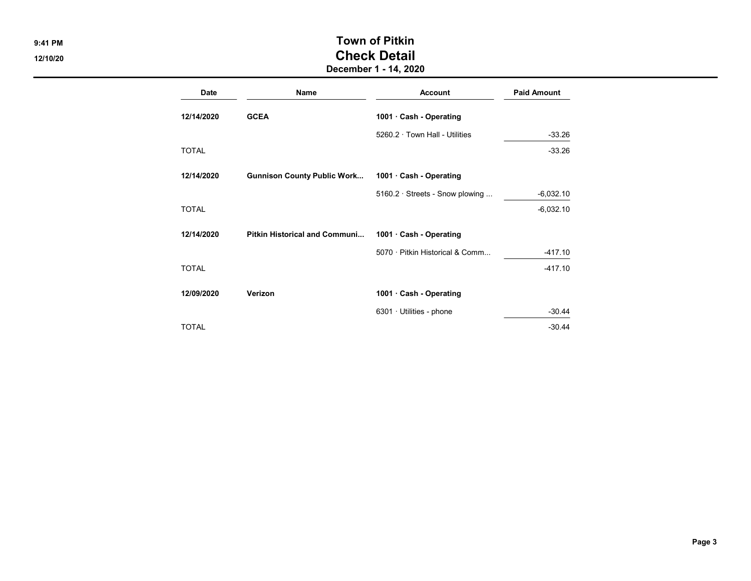# Town of Pitkin
## Check Detail
### December 1 - 14, 2020

| Date | Name | Account | Paid Amount |
|---|---|---|---|
| **12/14/2020** | **GCEA** | **1001 · Cash - Operating** | |
| | | 5260.2 · Town Hall - Utilities | -33.26 |
| TOTAL | | | -33.26 |
| **12/14/2020** | **Gunnison County Public Work...** | **1001 · Cash - Operating** | |
| | | 5160.2 · Streets - Snow plowing ... | -6,032.10 |
| TOTAL | | | -6,032.10 |
| **12/14/2020** | **Pitkin Historical and Communi...** | **1001 · Cash - Operating** | |
| | | 5070 · Pitkin Historical & Comm... | -417.10 |
| TOTAL | | | -417.10 |
| **12/09/2020** | **Verizon** | **1001 · Cash - Operating** | |
| | | 6301 · Utilities - phone | -30.44 |
| TOTAL | | | -30.44 |